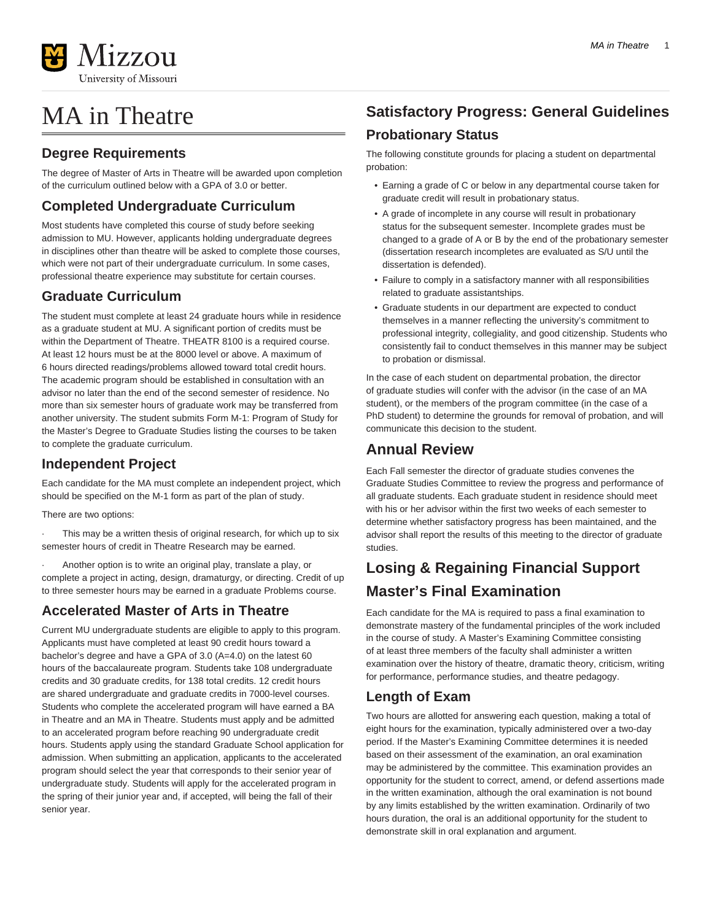# MA in Theatre

## Degree Requirements

The degree of Master of Arts in Theatre will be awarded upon completion of the curriculum outlined below with a GPA of 3.0 or better.

## Completed Undergraduate Curriculum

Most students have completed this course of study before seeking admission to MU. However, applicants holding undergraduate degrees in disciplines other than theatre will be asked to complete those courses, which were not part of their undergraduate curriculum. In some cases, professional theatre experience may substitute for certain courses.

## Graduate Curriculum

The student must complete at least 24 graduate hours while in residence as a graduate student at MU. A significant portion of credits must be within the Department of Theatre. THEATR 8100 is a required course. At least 12 hours must be at the 8000 level or above. A maximum of 6 hours directed readings/problems allowed toward total credit hours. The academic program should be established in consultation with an advisor no later than the end of the second semester of residence. No more than six semester hours of graduate work may be transferred from another university. The student submits Form M-1: Program of Study for the Master's Degree to Graduate Studies listing the courses to be taken to complete the graduate curriculum.

## Independent Project

Each candidate for the MA must complete an independent project, which should be specified on the M-1 form as part of the plan of study.

There are two options:

· This may be a written thesis of original research, for which up to six semester hours of credit in Theatre Research may be earned.

· Another option is to write an original play, translate a play, or complete a project in acting, design, dramaturgy, or directing. Credit of up to three semester hours may be earned in a graduate Problems course.

## Accelerated Master of Arts in Theatre

Current MU undergraduate students are eligible to apply to this program. Applicants must have completed at least 90 credit hours toward a bachelor's degree and have a GPA of 3.0 (A=4.0) on the latest 60 hours of the baccalaureate program. Students take 108 undergraduate credits and 30 graduate credits, for 138 total credits. 12 credit hours are shared undergraduate and graduate credits in 7000-level courses. Students who complete the accelerated program will have earned a BA in Theatre and an MA in Theatre. Students must apply and be admitted to an accelerated program before reaching 90 undergraduate credit hours. Students apply using the standard Graduate School application for admission. When submitting an application, applicants to the accelerated program should select the year that corresponds to their senior year of undergraduate study. Students will apply for the accelerated program in the spring of their junior year and, if accepted, will being the fall of their senior year.

## Satisfactory Progress: General Guidelines

### Probationary Status

The following constitute grounds for placing a student on departmental probation:

- Earning a grade of C or below in any departmental course taken for graduate credit will result in probationary status.
- A grade of incomplete in any course will result in probationary status for the subsequent semester. Incomplete grades must be changed to a grade of A or B by the end of the probationary semester (dissertation research incompletes are evaluated as S/U until the dissertation is defended).
- Failure to comply in a satisfactory manner with all responsibilities related to graduate assistantships.
- Graduate students in our department are expected to conduct themselves in a manner reflecting the university's commitment to professional integrity, collegiality, and good citizenship. Students who consistently fail to conduct themselves in this manner may be subject to probation or dismissal.

In the case of each student on departmental probation, the director of graduate studies will confer with the advisor (in the case of an MA student), or the members of the program committee (in the case of a PhD student) to determine the grounds for removal of probation, and will communicate this decision to the student.

## Annual Review

Each Fall semester the director of graduate studies convenes the Graduate Studies Committee to review the progress and performance of all graduate students. Each graduate student in residence should meet with his or her advisor within the first two weeks of each semester to determine whether satisfactory progress has been maintained, and the advisor shall report the results of this meeting to the director of graduate studies.

## Losing & Regaining Financial Support

## Master's Final Examination

Each candidate for the MA is required to pass a final examination to demonstrate mastery of the fundamental principles of the work included in the course of study. A Master's Examining Committee consisting of at least three members of the faculty shall administer a written examination over the history of theatre, dramatic theory, criticism, writing for performance, performance studies, and theatre pedagogy.

## Length of Exam

Two hours are allotted for answering each question, making a total of eight hours for the examination, typically administered over a two-day period. If the Master's Examining Committee determines it is needed based on their assessment of the examination, an oral examination may be administered by the committee. This examination provides an opportunity for the student to correct, amend, or defend assertions made in the written examination, although the oral examination is not bound by any limits established by the written examination. Ordinarily of two hours duration, the oral is an additional opportunity for the student to demonstrate skill in oral explanation and argument.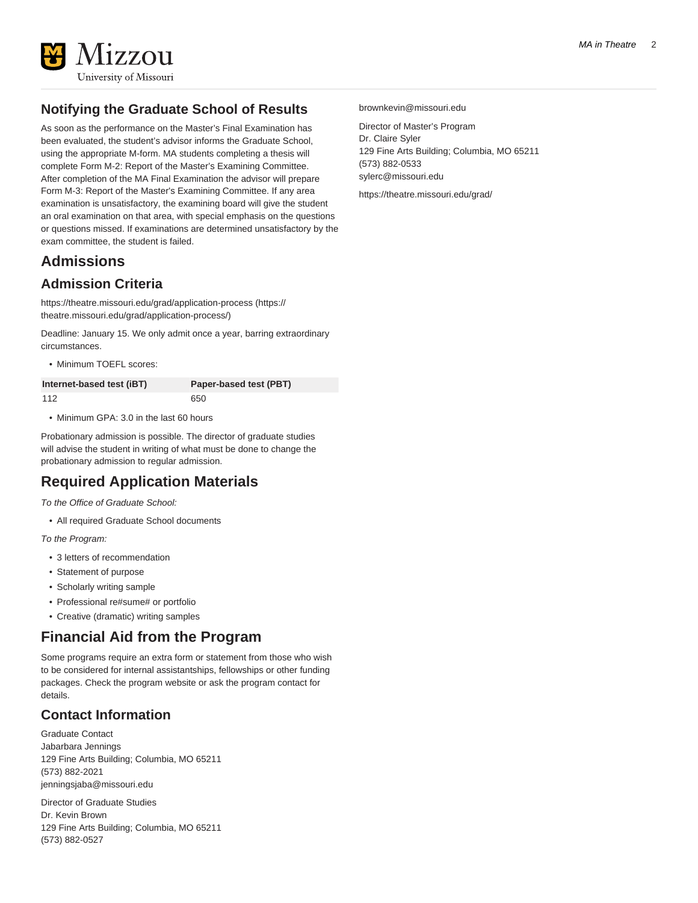## Notifying the Graduate School of Results

As soon as the performance on the Master's Final Examination has been evaluated, the student's advisor informs the Graduate School, using the appropriate M-form. MA students completing a thesis will complete Form M-2: Report of the Master's Examining Committee. After completion of the MA Final Examination the advisor will prepare Form M-3: Report of the Master's Examining Committee. If any area examination is unsatisfactory, the examining board will give the student an oral examination on that area, with special emphasis on the questions or questions missed. If examinations are determined unsatisfactory by the exam committee, the student is failed.

## Admissions

## Admission Criteria

https://theatre.missouri.edu/grad/application-process (https://theatre.missouri.edu/grad/application-process/)

Deadline: January 15. We only admit once a year, barring extraordinary circumstances.

- Minimum TOEFL scores:

| Internet-based test (iBT) | Paper-based test (PBT) |
|---|---|
| 112 | 650 |

- Minimum GPA: 3.0 in the last 60 hours

Probationary admission is possible. The director of graduate studies will advise the student in writing of what must be done to change the probationary admission to regular admission.

## Required Application Materials

*To the Office of Graduate School:*

- All required Graduate School documents

*To the Program:*

- 3 letters of recommendation
- Statement of purpose
- Scholarly writing sample
- Professional re#sume# or portfolio
- Creative (dramatic) writing samples

## Financial Aid from the Program

Some programs require an extra form or statement from those who wish to be considered for internal assistantships, fellowships or other funding packages. Check the program website or ask the program contact for details.

## Contact Information

Graduate Contact
Jabarbara Jennings
129 Fine Arts Building; Columbia, MO 65211
(573) 882-2021
jenningsjaba@missouri.edu

Director of Graduate Studies
Dr. Kevin Brown
129 Fine Arts Building; Columbia, MO 65211
(573) 882-0527
brownkevin@missouri.edu

Director of Master's Program
Dr. Claire Syler
129 Fine Arts Building; Columbia, MO 65211
(573) 882-0533
sylerc@missouri.edu

https://theatre.missouri.edu/grad/